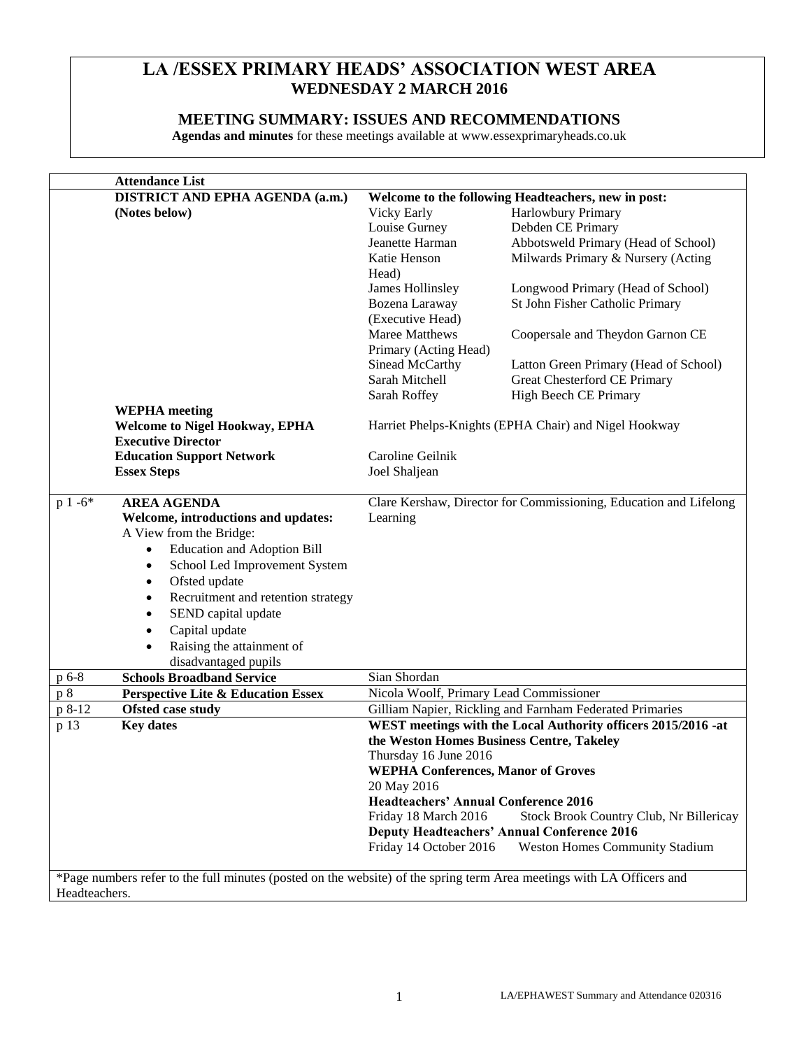# LA /ESSEX PRIMARY HEADS' ASSOCIATION WEST AREA
## WEDNESDAY 2 MARCH 2016

## MEETING SUMMARY: ISSUES AND RECOMMENDATIONS

**Agendas and minutes** for these meetings available at www.essexprimaryheads.co.uk

| | **Attendance List** | | |
|---|---|---|---|
| | **DISTRICT AND EPHA AGENDA (a.m.) (Notes below)** | **Welcome to the following Headteachers, new in post:** | |
| | | Vicky Early | Harlowbury Primary |
| | | Louise Gurney | Debden CE Primary |
| | | Jeanette Harman | Abbotsweld Primary (Head of School) |
| | | Katie Henson | Milwards Primary & Nursery (Acting Head) |
| | | James Hollinsley | Longwood Primary (Head of School) |
| | | Bozena Laraway (Executive Head) | St John Fisher Catholic Primary |
| | | Maree Matthews | Coopersale and Theydon Garnon CE Primary (Acting Head) |
| | | Sinead McCarthy | Latton Green Primary (Head of School) |
| | | Sarah Mitchell | Great Chesterford CE Primary |
| | | Sarah Roffey | High Beech CE Primary |
| | **WEPHA meeting** | | |
| | **Welcome to Nigel Hookway, EPHA Executive Director** | Harriet Phelps-Knights (EPHA Chair) and Nigel Hookway | |
| | **Education Support Network** | Caroline Geilnik | |
| | **Essex Steps** | Joel Shaljean | |
| p 1 -6* | **AREA AGENDA**<br>**Welcome, introductions and updates:**<br>A View from the Bridge:<br>• Education and Adoption Bill<br>• School Led Improvement System<br>• Ofsted update<br>• Recruitment and retention strategy<br>• SEND capital update<br>• Capital update<br>• Raising the attainment of disadvantaged pupils | Clare Kershaw, Director for Commissioning, Education and Lifelong Learning | |
| p 6-8 | **Schools Broadband Service** | Sian Shordan | |
| p 8 | **Perspective Lite & Education Essex** | Nicola Woolf, Primary Lead Commissioner | |
| p 8-12 | **Ofsted case study** | Gilliam Napier, Rickling and Farnham Federated Primaries | |
| p 13 | **Key dates** | **WEST meetings with the Local Authority officers 2015/2016 -at the Weston Homes Business Centre, Takeley**<br>Thursday 16 June 2016<br>**WEPHA Conferences, Manor of Groves**<br>20 May 2016<br>**Headteachers' Annual Conference 2016**<br>Friday 18 March 2016 Stock Brook Country Club, Nr Billericay<br>**Deputy Headteachers' Annual Conference 2016**<br>Friday 14 October 2016 Weston Homes Community Stadium | |

*Page numbers refer to the full minutes (posted on the website) of the spring term Area meetings with LA Officers and Headteachers.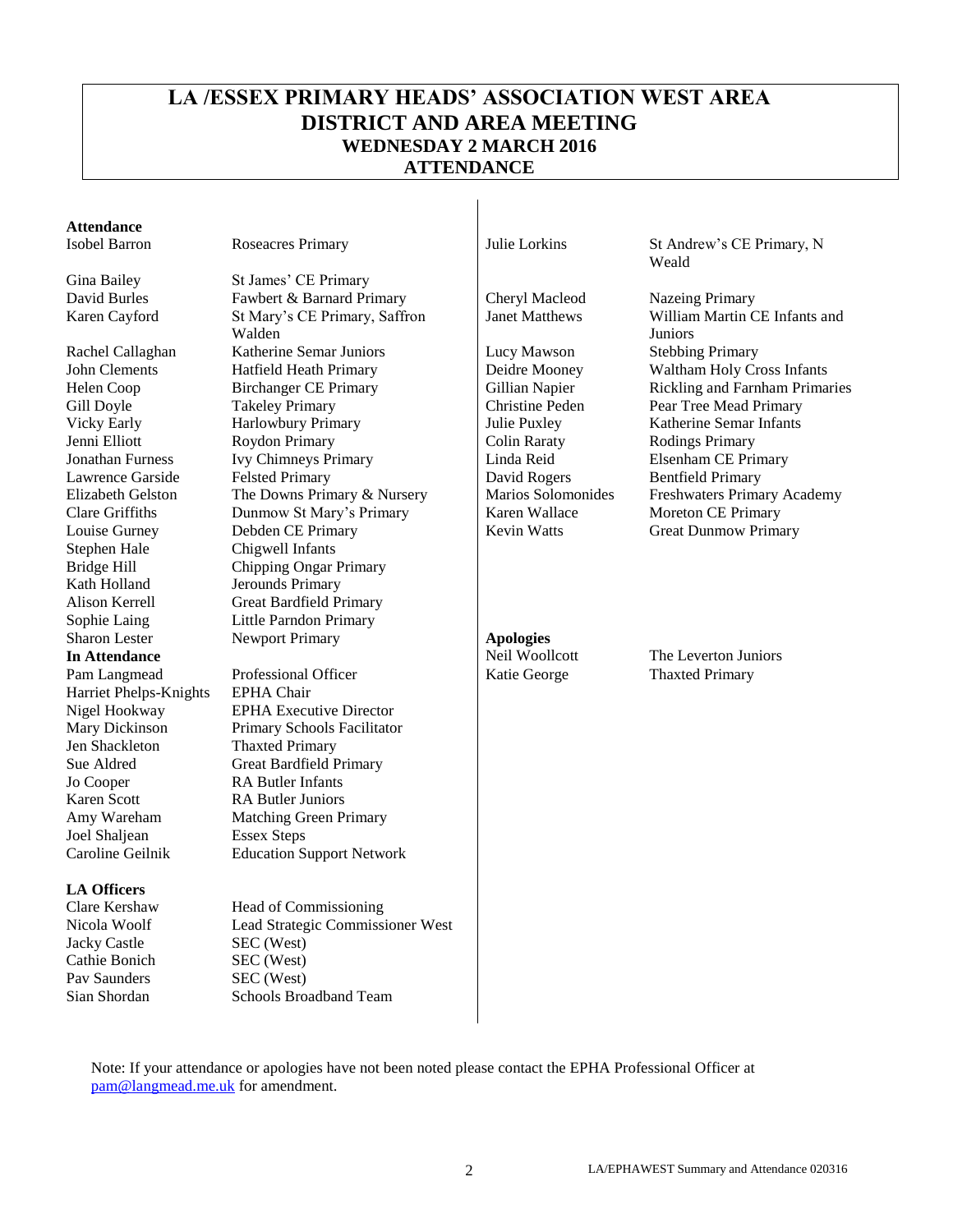# LA /ESSEX PRIMARY HEADS' ASSOCIATION WEST AREA DISTRICT AND AREA MEETING
## WEDNESDAY 2 MARCH 2016
## ATTENDANCE

**Attendance**

| Name | School |
|---|---|
| Isobel Barron | Roseacres Primary |
| Gina Bailey | St James' CE Primary |
| David Burles | Fawbert & Barnard Primary |
| Karen Cayford | St Mary's CE Primary, Saffron Walden |
| Rachel Callaghan | Katherine Semar Juniors |
| John Clements | Hatfield Heath Primary |
| Helen Coop | Birchanger CE Primary |
| Gill Doyle | Takeley Primary |
| Vicky Early | Harlowbury Primary |
| Jenni Elliott | Roydon Primary |
| Jonathan Furness | Ivy Chimneys Primary |
| Lawrence Garside | Felsted Primary |
| Elizabeth Gelston | The Downs Primary & Nursery |
| Clare Griffiths | Dunmow St Mary's Primary |
| Louise Gurney | Debden CE Primary |
| Stephen Hale | Chigwell Infants |
| Bridge Hill | Chipping Ongar Primary |
| Kath Holland | Jerounds Primary |
| Alison Kerrell | Great Bardfield Primary |
| Sophie Laing | Little Parndon Primary |
| Sharon Lester | Newport Primary |
| Julie Lorkins | St Andrew's CE Primary, N Weald |
| Cheryl Macleod | Nazeing Primary |
| Janet Matthews | William Martin CE Infants and Juniors |
| Lucy Mawson | Stebbing Primary |
| Deidre Mooney | Waltham Holy Cross Infants |
| Gillian Napier | Rickling and Farnham Primaries |
| Christine Peden | Pear Tree Mead Primary |
| Julie Puxley | Katherine Semar Infants |
| Colin Raraty | Rodings Primary |
| Linda Reid | Elsenham CE Primary |
| David Rogers | Bentfield Primary |
| Marios Solomonides | Freshwaters Primary Academy |
| Karen Wallace | Moreton CE Primary |
| Kevin Watts | Great Dunmow Primary |

**In Attendance**

| Name | Role / School |
|---|---|
| Pam Langmead | Professional Officer |
| Harriet Phelps-Knights | EPHA Chair |
| Nigel Hookway | EPHA Executive Director |
| Mary Dickinson | Primary Schools Facilitator |
| Jen Shackleton | Thaxted Primary |
| Sue Aldred | Great Bardfield Primary |
| Jo Cooper | RA Butler Infants |
| Karen Scott | RA Butler Juniors |
| Amy Wareham | Matching Green Primary |
| Joel Shaljean | Essex Steps |
| Caroline Geilnik | Education Support Network |

**LA Officers**

| Name | Role |
|---|---|
| Clare Kershaw | Head of Commissioning |
| Nicola Woolf | Lead Strategic Commissioner West |
| Jacky Castle | SEC (West) |
| Cathie Bonich | SEC (West) |
| Pav Saunders | SEC (West) |
| Sian Shordan | Schools Broadband Team |

**Apologies**

| Name | School |
|---|---|
| Neil Woollcott | The Leverton Juniors |
| Katie George | Thaxted Primary |

Note: If your attendance or apologies have not been noted please contact the EPHA Professional Officer at pam@langmead.me.uk for amendment.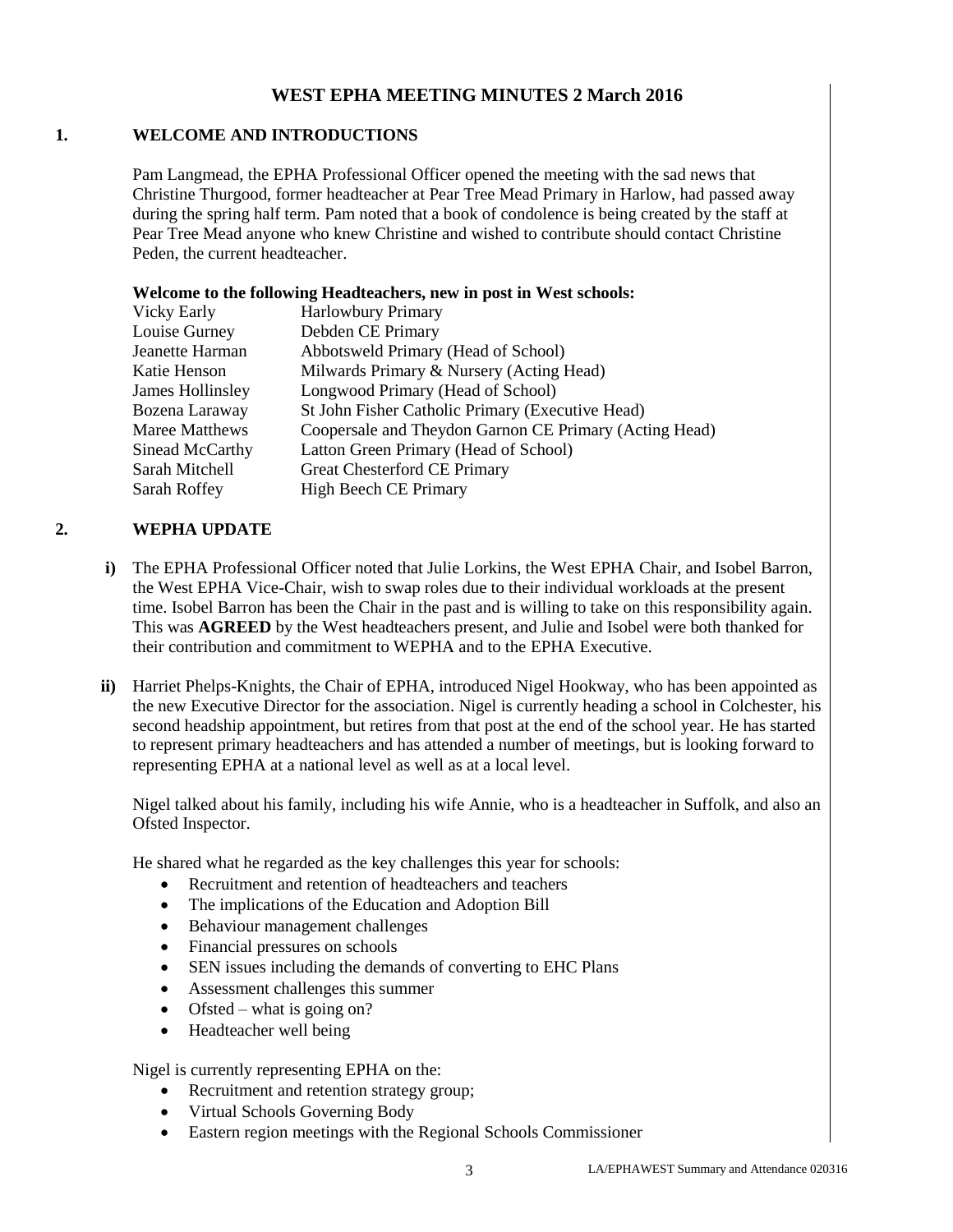# WEST EPHA MEETING MINUTES 2 March 2016

## 1. WELCOME AND INTRODUCTIONS

Pam Langmead, the EPHA Professional Officer opened the meeting with the sad news that Christine Thurgood, former headteacher at Pear Tree Mead Primary in Harlow, had passed away during the spring half term. Pam noted that a book of condolence is being created by the staff at Pear Tree Mead anyone who knew Christine and wished to contribute should contact Christine Peden, the current headteacher.

**Welcome to the following Headteachers, new in post in West schools:**

| | |
|---|---|
| Vicky Early | Harlowbury Primary |
| Louise Gurney | Debden CE Primary |
| Jeanette Harman | Abbotsweld Primary (Head of School) |
| Katie Henson | Milwards Primary & Nursery (Acting Head) |
| James Hollinsley | Longwood Primary (Head of School) |
| Bozena Laraway | St John Fisher Catholic Primary (Executive Head) |
| Maree Matthews | Coopersale and Theydon Garnon CE Primary (Acting Head) |
| Sinead McCarthy | Latton Green Primary (Head of School) |
| Sarah Mitchell | Great Chesterford CE Primary |
| Sarah Roffey | High Beech CE Primary |

## 2. WEPHA UPDATE

**i)** The EPHA Professional Officer noted that Julie Lorkins, the West EPHA Chair, and Isobel Barron, the West EPHA Vice-Chair, wish to swap roles due to their individual workloads at the present time. Isobel Barron has been the Chair in the past and is willing to take on this responsibility again. This was **AGREED** by the West headteachers present, and Julie and Isobel were both thanked for their contribution and commitment to WEPHA and to the EPHA Executive.

**ii)** Harriet Phelps-Knights, the Chair of EPHA, introduced Nigel Hookway, who has been appointed as the new Executive Director for the association. Nigel is currently heading a school in Colchester, his second headship appointment, but retires from that post at the end of the school year. He has started to represent primary headteachers and has attended a number of meetings, but is looking forward to representing EPHA at a national level as well as at a local level.

Nigel talked about his family, including his wife Annie, who is a headteacher in Suffolk, and also an Ofsted Inspector.

He shared what he regarded as the key challenges this year for schools:

- Recruitment and retention of headteachers and teachers
- The implications of the Education and Adoption Bill
- Behaviour management challenges
- Financial pressures on schools
- SEN issues including the demands of converting to EHC Plans
- Assessment challenges this summer
- Ofsted – what is going on?
- Headteacher well being

Nigel is currently representing EPHA on the:

- Recruitment and retention strategy group;
- Virtual Schools Governing Body
- Eastern region meetings with the Regional Schools Commissioner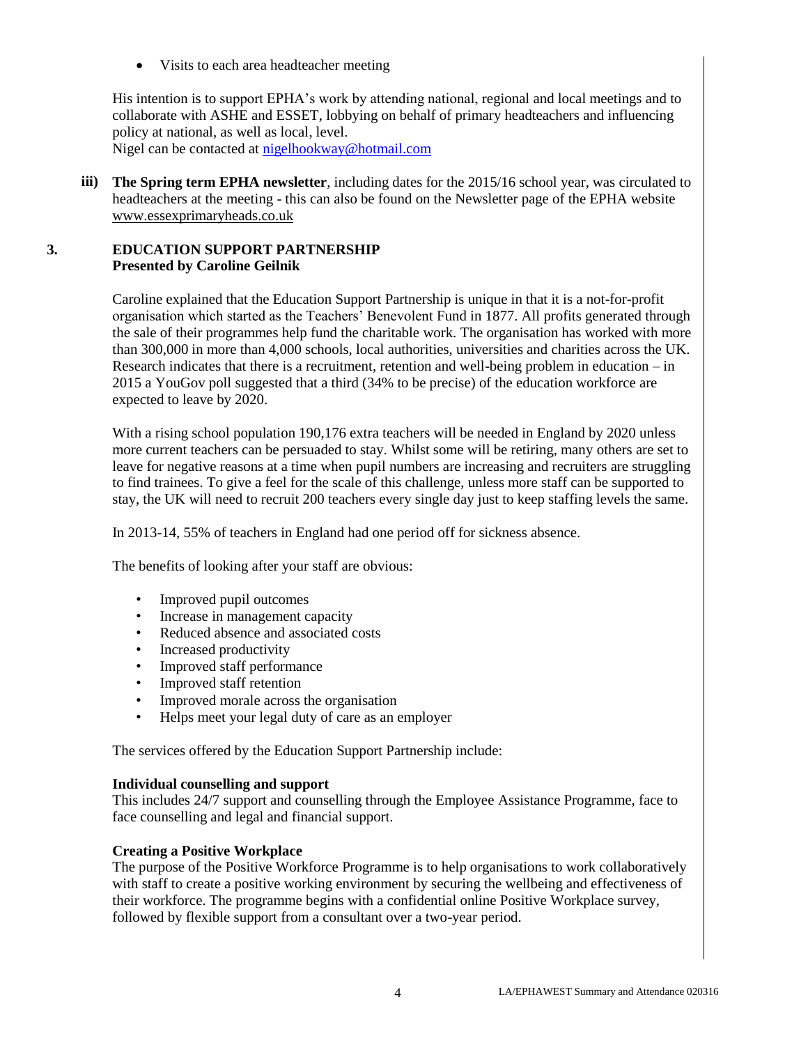- Visits to each area headteacher meeting

His intention is to support EPHA's work by attending national, regional and local meetings and to collaborate with ASHE and ESSET, lobbying on behalf of primary headteachers and influencing policy at national, as well as local, level.
Nigel can be contacted at nigelhookway@hotmail.com

**iii)** **The Spring term EPHA newsletter**, including dates for the 2015/16 school year, was circulated to headteachers at the meeting - this can also be found on the Newsletter page of the EPHA website www.essexprimaryheads.co.uk

## 3. EDUCATION SUPPORT PARTNERSHIP
**Presented by Caroline Geilnik**

Caroline explained that the Education Support Partnership is unique in that it is a not-for-profit organisation which started as the Teachers' Benevolent Fund in 1877. All profits generated through the sale of their programmes help fund the charitable work. The organisation has worked with more than 300,000 in more than 4,000 schools, local authorities, universities and charities across the UK. Research indicates that there is a recruitment, retention and well-being problem in education – in 2015 a YouGov poll suggested that a third (34% to be precise) of the education workforce are expected to leave by 2020.

With a rising school population 190,176 extra teachers will be needed in England by 2020 unless more current teachers can be persuaded to stay. Whilst some will be retiring, many others are set to leave for negative reasons at a time when pupil numbers are increasing and recruiters are struggling to find trainees. To give a feel for the scale of this challenge, unless more staff can be supported to stay, the UK will need to recruit 200 teachers every single day just to keep staffing levels the same.

In 2013-14, 55% of teachers in England had one period off for sickness absence.

The benefits of looking after your staff are obvious:

- Improved pupil outcomes
- Increase in management capacity
- Reduced absence and associated costs
- Increased productivity
- Improved staff performance
- Improved staff retention
- Improved morale across the organisation
- Helps meet your legal duty of care as an employer

The services offered by the Education Support Partnership include:

**Individual counselling and support**
This includes 24/7 support and counselling through the Employee Assistance Programme, face to face counselling and legal and financial support.

**Creating a Positive Workplace**
The purpose of the Positive Workforce Programme is to help organisations to work collaboratively with staff to create a positive working environment by securing the wellbeing and effectiveness of their workforce. The programme begins with a confidential online Positive Workplace survey, followed by flexible support from a consultant over a two-year period.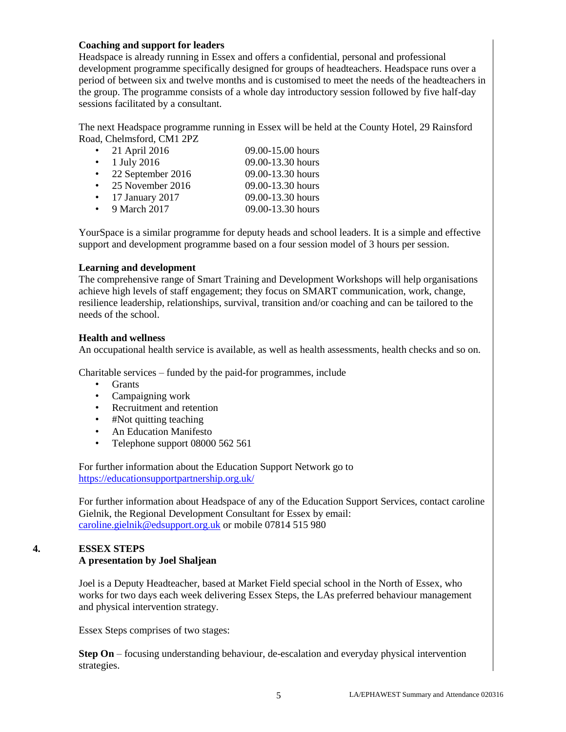**Coaching and support for leaders**

Headspace is already running in Essex and offers a confidential, personal and professional development programme specifically designed for groups of headteachers. Headspace runs over a period of between six and twelve months and is customised to meet the needs of the headteachers in the group. The programme consists of a whole day introductory session followed by five half-day sessions facilitated by a consultant.

The next Headspace programme running in Essex will be held at the County Hotel, 29 Rainsford Road, Chelmsford, CM1 2PZ

- 21 April 2016 09.00-15.00 hours
- 1 July 2016 09.00-13.30 hours
- 22 September 2016 09.00-13.30 hours
- 25 November 2016 09.00-13.30 hours
- 17 January 2017 09.00-13.30 hours
- 9 March 2017 09.00-13.30 hours

YourSpace is a similar programme for deputy heads and school leaders. It is a simple and effective support and development programme based on a four session model of 3 hours per session.

**Learning and development**

The comprehensive range of Smart Training and Development Workshops will help organisations achieve high levels of staff engagement; they focus on SMART communication, work, change, resilience leadership, relationships, survival, transition and/or coaching and can be tailored to the needs of the school.

**Health and wellness**

An occupational health service is available, as well as health assessments, health checks and so on.

Charitable services – funded by the paid-for programmes, include

- Grants
- Campaigning work
- Recruitment and retention
- #Not quitting teaching
- An Education Manifesto
- Telephone support 08000 562 561

For further information about the Education Support Network go to https://educationsupportpartnership.org.uk/

For further information about Headspace of any of the Education Support Services, contact caroline Gielnik, the Regional Development Consultant for Essex by email: caroline.gielnik@edsupport.org.uk or mobile 07814 515 980

## 4. ESSEX STEPS

**A presentation by Joel Shaljean**

Joel is a Deputy Headteacher, based at Market Field special school in the North of Essex, who works for two days each week delivering Essex Steps, the LAs preferred behaviour management and physical intervention strategy.

Essex Steps comprises of two stages:

**Step On** – focusing understanding behaviour, de-escalation and everyday physical intervention strategies.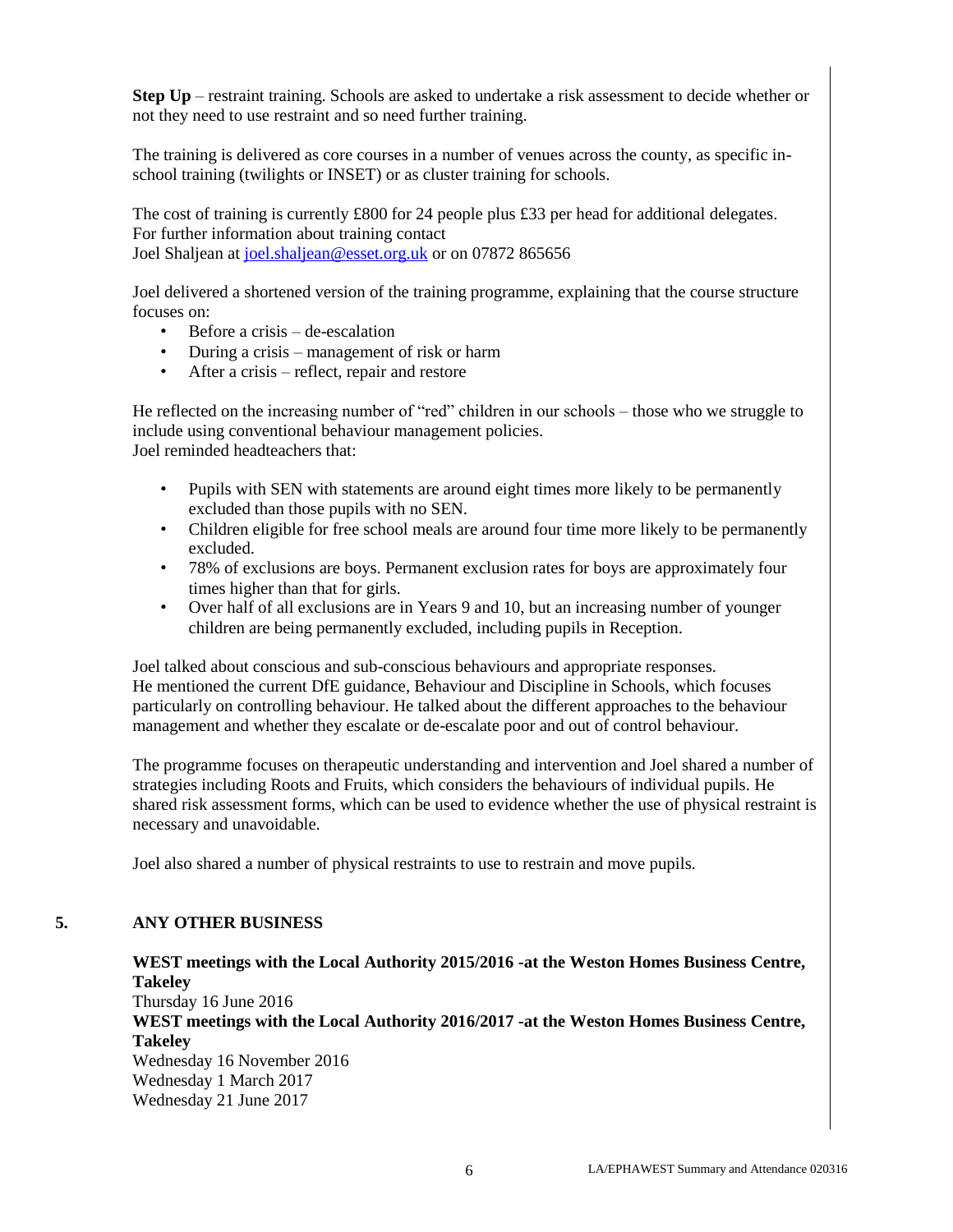**Step Up** – restraint training. Schools are asked to undertake a risk assessment to decide whether or not they need to use restraint and so need further training.

The training is delivered as core courses in a number of venues across the county, as specific in-school training (twilights or INSET) or as cluster training for schools.

The cost of training is currently £800 for 24 people plus £33 per head for additional delegates.
For further information about training contact
Joel Shaljean at joel.shaljean@esset.org.uk or on 07872 865656

Joel delivered a shortened version of the training programme, explaining that the course structure focuses on:

- Before a crisis – de-escalation
- During a crisis – management of risk or harm
- After a crisis – reflect, repair and restore

He reflected on the increasing number of "red" children in our schools – those who we struggle to include using conventional behaviour management policies.
Joel reminded headteachers that:

- Pupils with SEN with statements are around eight times more likely to be permanently excluded than those pupils with no SEN.
- Children eligible for free school meals are around four time more likely to be permanently excluded.
- 78% of exclusions are boys. Permanent exclusion rates for boys are approximately four times higher than that for girls.
- Over half of all exclusions are in Years 9 and 10, but an increasing number of younger children are being permanently excluded, including pupils in Reception.

Joel talked about conscious and sub-conscious behaviours and appropriate responses.
He mentioned the current DfE guidance, Behaviour and Discipline in Schools, which focuses particularly on controlling behaviour. He talked about the different approaches to the behaviour management and whether they escalate or de-escalate poor and out of control behaviour.

The programme focuses on therapeutic understanding and intervention and Joel shared a number of strategies including Roots and Fruits, which considers the behaviours of individual pupils. He shared risk assessment forms, which can be used to evidence whether the use of physical restraint is necessary and unavoidable.

Joel also shared a number of physical restraints to use to restrain and move pupils.

## 5. ANY OTHER BUSINESS

**WEST meetings with the Local Authority 2015/2016 -at the Weston Homes Business Centre, Takeley**
Thursday 16 June 2016
**WEST meetings with the Local Authority 2016/2017 -at the Weston Homes Business Centre, Takeley**
Wednesday 16 November 2016
Wednesday 1 March 2017
Wednesday 21 June 2017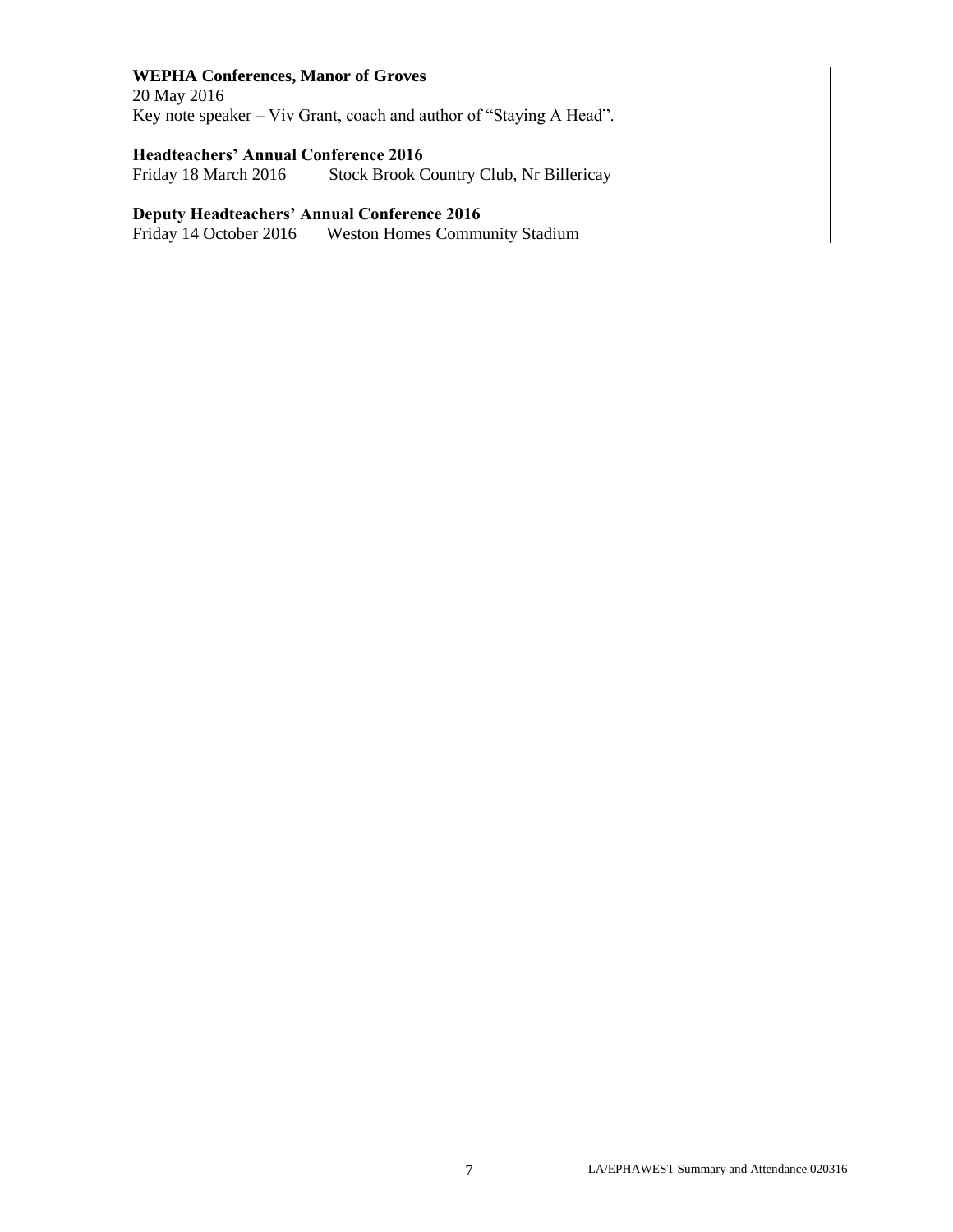**WEPHA Conferences, Manor of Groves**

20 May 2016

Key note speaker – Viv Grant, coach and author of “Staying A Head”.

**Headteachers’ Annual Conference 2016**

Friday 18 March 2016 Stock Brook Country Club, Nr Billericay

**Deputy Headteachers’ Annual Conference 2016**

Friday 14 October 2016 Weston Homes Community Stadium